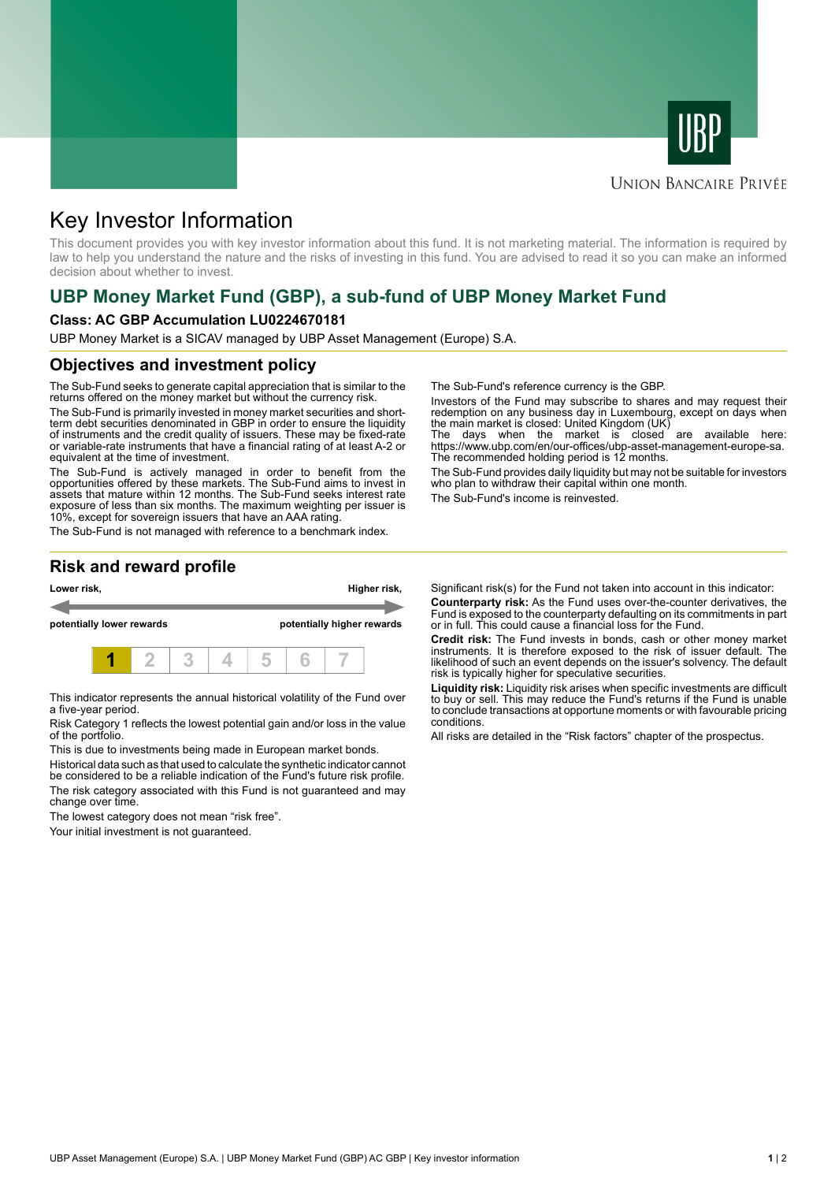UNION BANCAIRE PRIVÉE

# Key Investor Information

This document provides you with key investor information about this fund. It is not marketing material. The information is required by law to help you understand the nature and the risks of investing in this fund. You are advised to read it so you can make an informed decision about whether to invest.

## UBP Money Market Fund (GBP), a sub-fund of UBP Money Market Fund

**Class: AC GBP Accumulation LU0224670181**

UBP Money Market is a SICAV managed by UBP Asset Management (Europe) S.A.

## Objectives and investment policy

The Sub-Fund seeks to generate capital appreciation that is similar to the returns offered on the money market but without the currency risk.

The Sub-Fund is primarily invested in money market securities and short-term debt securities denominated in GBP in order to ensure the liquidity of instruments and the credit quality of issuers. These may be fixed-rate or variable-rate instruments that have a financial rating of at least A-2 or equivalent at the time of investment.

The Sub-Fund is actively managed in order to benefit from the opportunities offered by these markets. The Sub-Fund aims to invest in assets that mature within 12 months. The Sub-Fund seeks interest rate exposure of less than six months. The maximum weighting per issuer is 10%, except for sovereign issuers that have an AAA rating.

The Sub-Fund is not managed with reference to a benchmark index.

The Sub-Fund's reference currency is the GBP.

Investors of the Fund may subscribe to shares and may request their redemption on any business day in Luxembourg, except on days when the main market is closed: United Kingdom (UK)

The days when the market is closed are available here: https://www.ubp.com/en/our-offices/ubp-asset-management-europe-sa.

The recommended holding period is 12 months.

The Sub-Fund provides daily liquidity but may not be suitable for investors who plan to withdraw their capital within one month.

The Sub-Fund's income is reinvested.

## Risk and reward profile

**Lower risk,** **potentially lower rewards** — **Higher risk,** **potentially higher rewards**

| **1** | 2 | 3 | 4 | 5 | 6 | 7 |
|---|---|---|---|---|---|---|

This indicator represents the annual historical volatility of the Fund over a five-year period.

Risk Category 1 reflects the lowest potential gain and/or loss in the value of the portfolio.

This is due to investments being made in European market bonds.

Historical data such as that used to calculate the synthetic indicator cannot be considered to be a reliable indication of the Fund's future risk profile.

The risk category associated with this Fund is not guaranteed and may change over time.

The lowest category does not mean "risk free".

Your initial investment is not guaranteed.

Significant risk(s) for the Fund not taken into account in this indicator:

**Counterparty risk:** As the Fund uses over-the-counter derivatives, the Fund is exposed to the counterparty defaulting on its commitments in part or in full. This could cause a financial loss for the Fund.

**Credit risk:** The Fund invests in bonds, cash or other money market instruments. It is therefore exposed to the risk of issuer default. The likelihood of such an event depends on the issuer's solvency. The default risk is typically higher for speculative securities.

**Liquidity risk:** Liquidity risk arises when specific investments are difficult to buy or sell. This may reduce the Fund's returns if the Fund is unable to conclude transactions at opportune moments or with favourable pricing conditions.

All risks are detailed in the "Risk factors" chapter of the prospectus.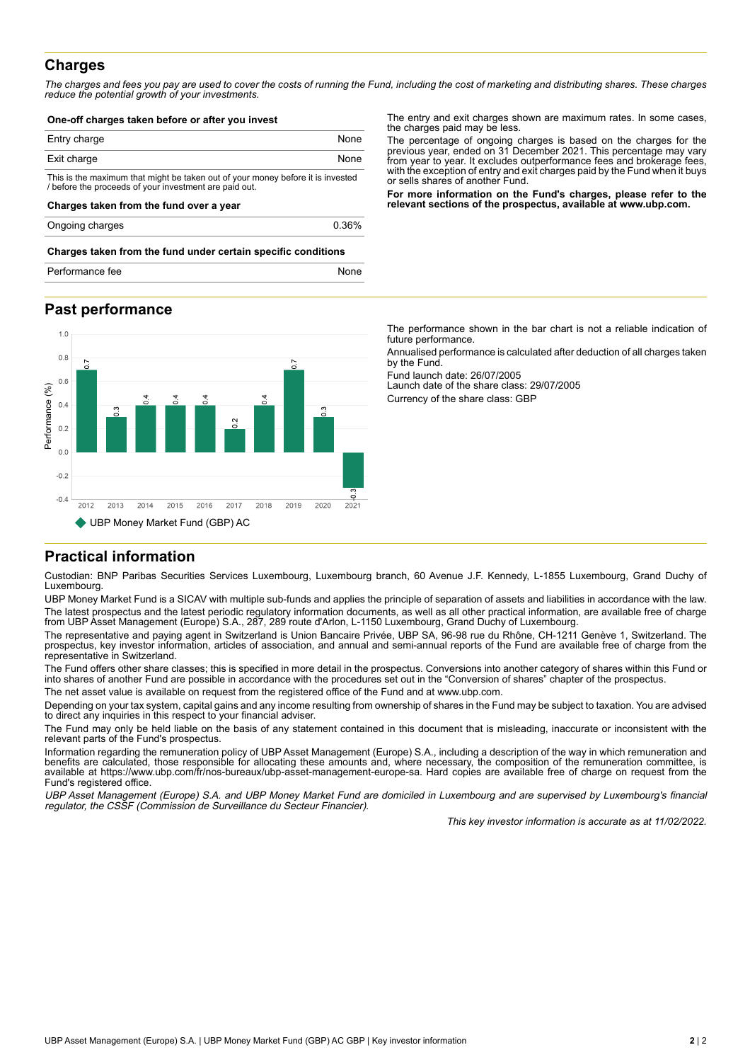## Charges

*The charges and fees you pay are used to cover the costs of running the Fund, including the cost of marketing and distributing shares. These charges reduce the potential growth of your investments.*

| One-off charges taken before or after you invest | |
|---|---|
| Entry charge | None |
| Exit charge | None |

This is the maximum that might be taken out of your money before it is invested / before the proceeds of your investment are paid out.

| Charges taken from the fund over a year | |
|---|---|
| Ongoing charges | 0.36% |

| Charges taken from the fund under certain specific conditions | |
|---|---|
| Performance fee | None |

The entry and exit charges shown are maximum rates. In some cases, the charges paid may be less.

The percentage of ongoing charges is based on the charges for the previous year, ended on 31 December 2021. This percentage may vary from year to year. It excludes outperformance fees and brokerage fees, with the exception of entry and exit charges paid by the Fund when it buys or sells shares of another Fund.

**For more information on the Fund's charges, please refer to the relevant sections of the prospectus, available at www.ubp.com.**

## Past performance

Performance (%)

1.0
0.8
0.6
0.4
0.2
0.0
-0.2
-0.4

0.7 0.3 0.4 0.4 0.4 0.2 0.4 0.7 0.3 -0.3

2012 2013 2014 2015 2016 2017 2018 2019 2020 2021

UBP Money Market Fund (GBP) AC

The performance shown in the bar chart is not a reliable indication of future performance.

Annualised performance is calculated after deduction of all charges taken by the Fund.

Fund launch date: 26/07/2005
Launch date of the share class: 29/07/2005

Currency of the share class: GBP

## Practical information

Custodian: BNP Paribas Securities Services Luxembourg, Luxembourg branch, 60 Avenue J.F. Kennedy, L-1855 Luxembourg, Grand Duchy of Luxembourg.

UBP Money Market Fund is a SICAV with multiple sub-funds and applies the principle of separation of assets and liabilities in accordance with the law.

The latest prospectus and the latest periodic regulatory information documents, as well as all other practical information, are available free of charge from UBP Asset Management (Europe) S.A., 287, 289 route d'Arlon, L-1150 Luxembourg, Grand Duchy of Luxembourg.

The representative and paying agent in Switzerland is Union Bancaire Privée, UBP SA, 96-98 rue du Rhône, CH-1211 Genève 1, Switzerland. The prospectus, key investor information, articles of association, and annual and semi-annual reports of the Fund are available free of charge from the representative in Switzerland.

The Fund offers other share classes; this is specified in more detail in the prospectus. Conversions into another category of shares within this Fund or into shares of another Fund are possible in accordance with the procedures set out in the "Conversion of shares" chapter of the prospectus.

The net asset value is available on request from the registered office of the Fund and at www.ubp.com.

Depending on your tax system, capital gains and any income resulting from ownership of shares in the Fund may be subject to taxation. You are advised to direct any inquiries in this respect to your financial adviser.

The Fund may only be held liable on the basis of any statement contained in this document that is misleading, inaccurate or inconsistent with the relevant parts of the Fund's prospectus.

Information regarding the remuneration policy of UBP Asset Management (Europe) S.A., including a description of the way in which remuneration and benefits are calculated, those responsible for allocating these amounts and, where necessary, the composition of the remuneration committee, is available at https://www.ubp.com/fr/nos-bureaux/ubp-asset-management-europe-sa. Hard copies are available free of charge on request from the Fund's registered office.

*UBP Asset Management (Europe) S.A. and UBP Money Market Fund are domiciled in Luxembourg and are supervised by Luxembourg's financial regulator, the CSSF (Commission de Surveillance du Secteur Financier).*

*This key investor information is accurate as at 11/02/2022.*